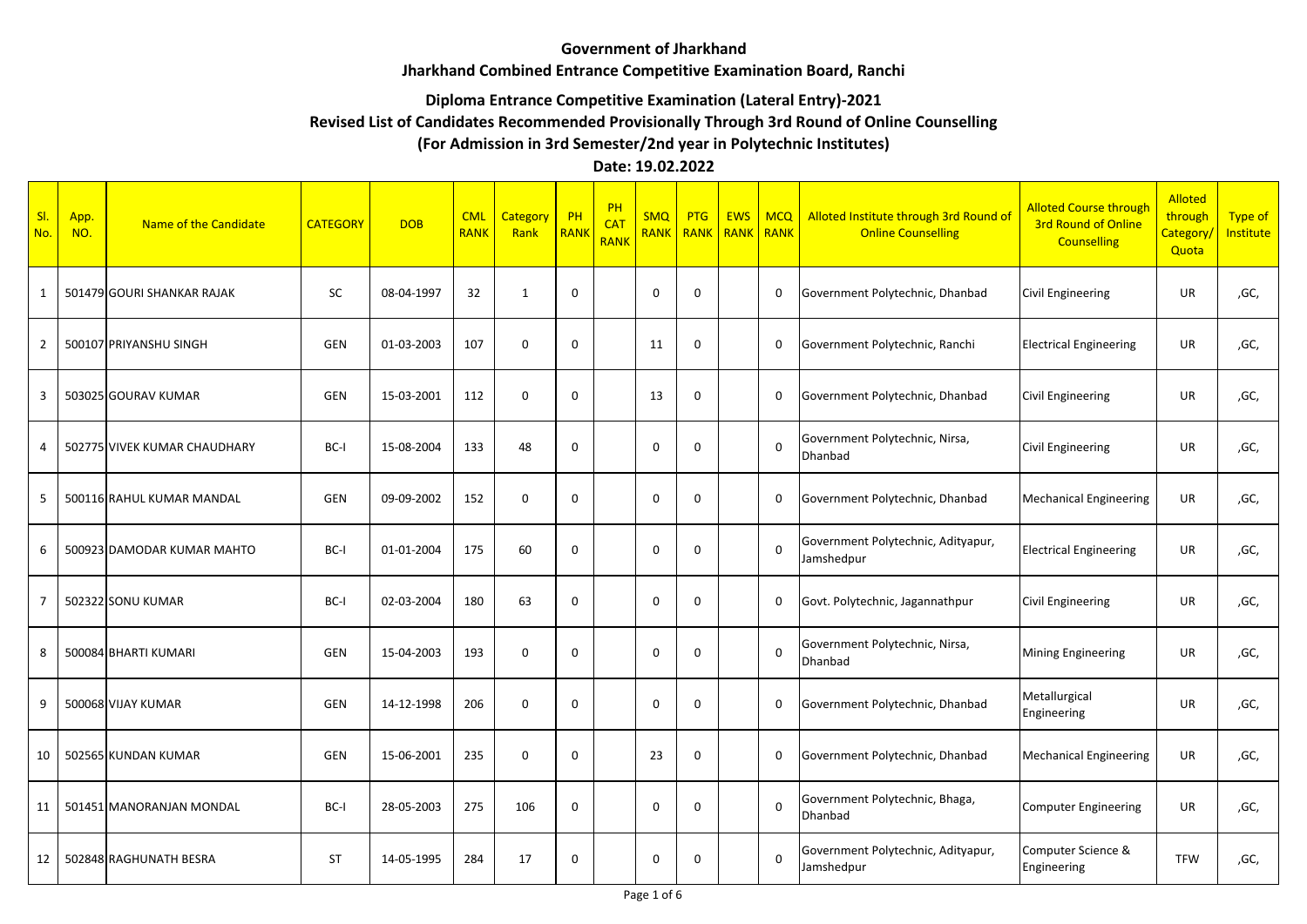## Government of Jharkhand

## Jharkhand Combined Entrance Competitive Examination Board, Ranchi

### Diploma Entrance Competitive Examination (Lateral Entry)-2021

### Revised List of Candidates Recommended Provisionally Through 3rd Round of Online Counselling

### (For Admission in 3rd Semester/2nd year in Polytechnic Institutes)

**Date: 19.02.2022**

| Sl. No. | App. NO. | Name of the Candidate | CATEGORY | DOB | CML RANK | Category Rank | PH RANK | PH CAT RANK | SMQ RANK | PTG RANK | EWS RANK | MCQ RANK | Alloted Institute through 3rd Round of Online Counselling | Alloted Course through 3rd Round of Online Counselling | Alloted through Category/ Quota | Type of Institute |
|---|---|---|---|---|---|---|---|---|---|---|---|---|---|---|---|---|
| 1 | 501479 | GOURI SHANKAR RAJAK | SC | 08-04-1997 | 32 | 1 | 0 | | 0 | 0 | | 0 | Government Polytechnic, Dhanbad | Civil Engineering | UR | ,GC, |
| 2 | 500107 | PRIYANSHU SINGH | GEN | 01-03-2003 | 107 | 0 | 0 | | 11 | 0 | | 0 | Government Polytechnic, Ranchi | Electrical Engineering | UR | ,GC, |
| 3 | 503025 | GOURAV KUMAR | GEN | 15-03-2001 | 112 | 0 | 0 | | 13 | 0 | | 0 | Government Polytechnic, Dhanbad | Civil Engineering | UR | ,GC, |
| 4 | 502775 | VIVEK KUMAR CHAUDHARY | BC-I | 15-08-2004 | 133 | 48 | 0 | | 0 | 0 | | 0 | Government Polytechnic, Nirsa, Dhanbad | Civil Engineering | UR | ,GC, |
| 5 | 500116 | RAHUL KUMAR MANDAL | GEN | 09-09-2002 | 152 | 0 | 0 | | 0 | 0 | | 0 | Government Polytechnic, Dhanbad | Mechanical Engineering | UR | ,GC, |
| 6 | 500923 | DAMODAR KUMAR MAHTO | BC-I | 01-01-2004 | 175 | 60 | 0 | | 0 | 0 | | 0 | Government Polytechnic, Adityapur, Jamshedpur | Electrical Engineering | UR | ,GC, |
| 7 | 502322 | SONU KUMAR | BC-I | 02-03-2004 | 180 | 63 | 0 | | 0 | 0 | | 0 | Govt. Polytechnic, Jagannathpur | Civil Engineering | UR | ,GC, |
| 8 | 500084 | BHARTI KUMARI | GEN | 15-04-2003 | 193 | 0 | 0 | | 0 | 0 | | 0 | Government Polytechnic, Nirsa, Dhanbad | Mining Engineering | UR | ,GC, |
| 9 | 500068 | VIJAY KUMAR | GEN | 14-12-1998 | 206 | 0 | 0 | | 0 | 0 | | 0 | Government Polytechnic, Dhanbad | Metallurgical Engineering | UR | ,GC, |
| 10 | 502565 | KUNDAN KUMAR | GEN | 15-06-2001 | 235 | 0 | 0 | | 23 | 0 | | 0 | Government Polytechnic, Dhanbad | Mechanical Engineering | UR | ,GC, |
| 11 | 501451 | MANORANJAN MONDAL | BC-I | 28-05-2003 | 275 | 106 | 0 | | 0 | 0 | | 0 | Government Polytechnic, Bhaga, Dhanbad | Computer Engineering | UR | ,GC, |
| 12 | 502848 | RAGHUNATH BESRA | ST | 14-05-1995 | 284 | 17 | 0 | | 0 | 0 | | 0 | Government Polytechnic, Adityapur, Jamshedpur | Computer Science & Engineering | TFW | ,GC, |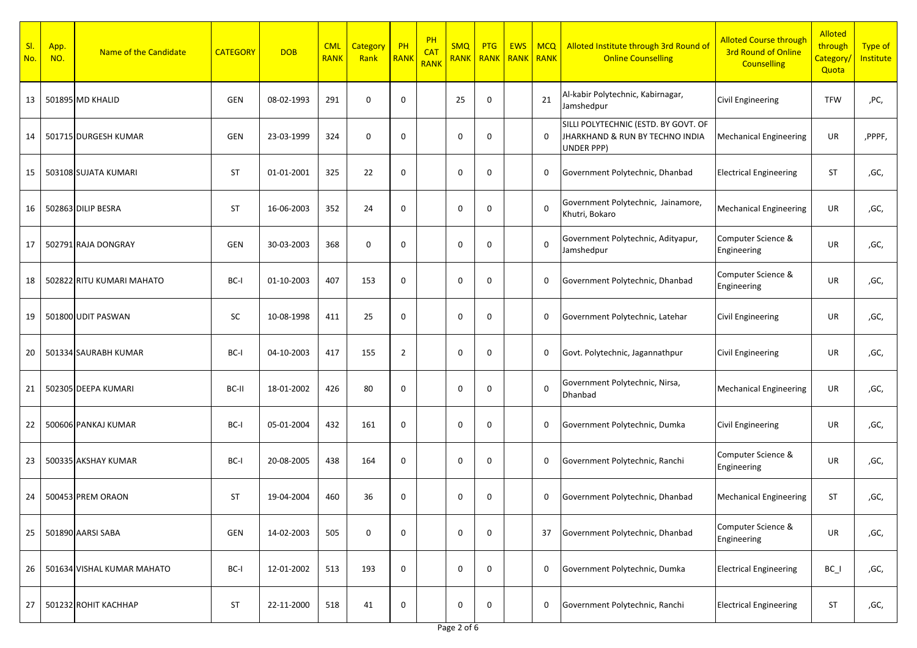| Sl. No. | App. NO. | Name of the Candidate | CATEGORY | DOB | CML RANK | Category Rank | PH RANK | PH CAT RANK | SMQ RANK | PTG RANK | EWS RANK | MCQ RANK | Alloted Institute through 3rd Round of Online Counselling | Alloted Course through 3rd Round of Online Counselling | Alloted through Category/ Quota | Type of Institute |
|---|---|---|---|---|---|---|---|---|---|---|---|---|---|---|---|---|
| 13 | 501895 | MD KHALID | GEN | 08-02-1993 | 291 | 0 | 0 | | 25 | 0 | | 21 | Al-kabir Polytechnic, Kabirnagar, Jamshedpur | Civil Engineering | TFW | ,PC, |
| 14 | 501715 | DURGESH KUMAR | GEN | 23-03-1999 | 324 | 0 | 0 | | 0 | 0 | | 0 | SILLI POLYTECHNIC (ESTD. BY GOVT. OF JHARKHAND & RUN BY TECHNO INDIA UNDER PPP) | Mechanical Engineering | UR | ,PPPF, |
| 15 | 503108 | SUJATA KUMARI | ST | 01-01-2001 | 325 | 22 | 0 | | 0 | 0 | | 0 | Government Polytechnic, Dhanbad | Electrical Engineering | ST | ,GC, |
| 16 | 502863 | DILIP BESRA | ST | 16-06-2003 | 352 | 24 | 0 | | 0 | 0 | | 0 | Government Polytechnic, Jainamore, Khutri, Bokaro | Mechanical Engineering | UR | ,GC, |
| 17 | 502791 | RAJA DONGRAY | GEN | 30-03-2003 | 368 | 0 | 0 | | 0 | 0 | | 0 | Government Polytechnic, Adityapur, Jamshedpur | Computer Science & Engineering | UR | ,GC, |
| 18 | 502822 | RITU KUMARI MAHATO | BC-I | 01-10-2003 | 407 | 153 | 0 | | 0 | 0 | | 0 | Government Polytechnic, Dhanbad | Computer Science & Engineering | UR | ,GC, |
| 19 | 501800 | UDIT PASWAN | SC | 10-08-1998 | 411 | 25 | 0 | | 0 | 0 | | 0 | Government Polytechnic, Latehar | Civil Engineering | UR | ,GC, |
| 20 | 501334 | SAURABH KUMAR | BC-I | 04-10-2003 | 417 | 155 | 2 | | 0 | 0 | | 0 | Govt. Polytechnic, Jagannathpur | Civil Engineering | UR | ,GC, |
| 21 | 502305 | DEEPA KUMARI | BC-II | 18-01-2002 | 426 | 80 | 0 | | 0 | 0 | | 0 | Government Polytechnic, Nirsa, Dhanbad | Mechanical Engineering | UR | ,GC, |
| 22 | 500606 | PANKAJ KUMAR | BC-I | 05-01-2004 | 432 | 161 | 0 | | 0 | 0 | | 0 | Government Polytechnic, Dumka | Civil Engineering | UR | ,GC, |
| 23 | 500335 | AKSHAY KUMAR | BC-I | 20-08-2005 | 438 | 164 | 0 | | 0 | 0 | | 0 | Government Polytechnic, Ranchi | Computer Science & Engineering | UR | ,GC, |
| 24 | 500453 | PREM ORAON | ST | 19-04-2004 | 460 | 36 | 0 | | 0 | 0 | | 0 | Government Polytechnic, Dhanbad | Mechanical Engineering | ST | ,GC, |
| 25 | 501890 | AARSI SABA | GEN | 14-02-2003 | 505 | 0 | 0 | | 0 | 0 | | 37 | Government Polytechnic, Dhanbad | Computer Science & Engineering | UR | ,GC, |
| 26 | 501634 | VISHAL KUMAR MAHATO | BC-I | 12-01-2002 | 513 | 193 | 0 | | 0 | 0 | | 0 | Government Polytechnic, Dumka | Electrical Engineering | BC_I | ,GC, |
| 27 | 501232 | ROHIT KACHHAP | ST | 22-11-2000 | 518 | 41 | 0 | | 0 | 0 | | 0 | Government Polytechnic, Ranchi | Electrical Engineering | ST | ,GC, |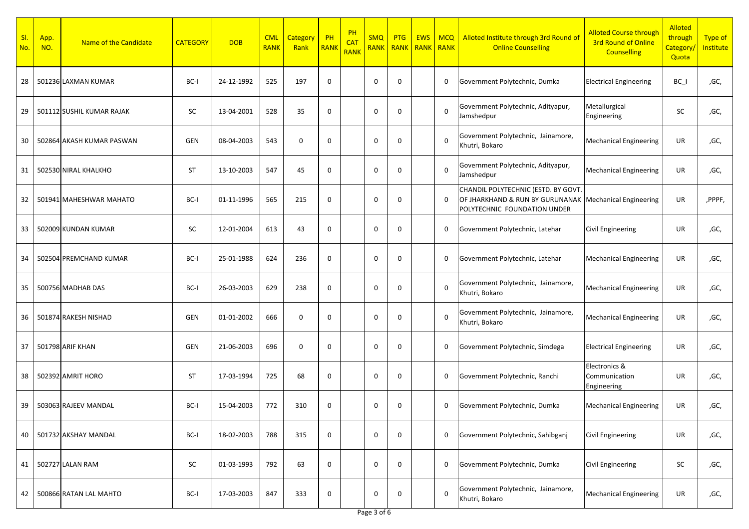| Sl. No. | App. NO. | Name of the Candidate | CATEGORY | DOB | CML RANK | Category Rank | PH RANK | PH CAT RANK | SMQ RANK | PTG RANK | EWS RANK | MCQ RANK | Alloted Institute through 3rd Round of Online Counselling | Alloted Course through 3rd Round of Online Counselling | Alloted through Category/ Quota | Type of Institute |
|---|---|---|---|---|---|---|---|---|---|---|---|---|---|---|---|---|
| 28 | 501236 | LAXMAN KUMAR | BC-I | 24-12-1992 | 525 | 197 | 0 | | 0 | 0 | | 0 | Government Polytechnic, Dumka | Electrical Engineering | BC_I | ,GC, |
| 29 | 501112 | SUSHIL KUMAR RAJAK | SC | 13-04-2001 | 528 | 35 | 0 | | 0 | 0 | | 0 | Government Polytechnic, Adityapur, Jamshedpur | Metallurgical Engineering | SC | ,GC, |
| 30 | 502864 | AKASH KUMAR PASWAN | GEN | 08-04-2003 | 543 | 0 | 0 | | 0 | 0 | | 0 | Government Polytechnic, Jainamore, Khutri, Bokaro | Mechanical Engineering | UR | ,GC, |
| 31 | 502530 | NIRAL KHALKHO | ST | 13-10-2003 | 547 | 45 | 0 | | 0 | 0 | | 0 | Government Polytechnic, Adityapur, Jamshedpur | Mechanical Engineering | UR | ,GC, |
| 32 | 501941 | MAHESHWAR MAHATO | BC-I | 01-11-1996 | 565 | 215 | 0 | | 0 | 0 | | 0 | CHANDIL POLYTECHNIC (ESTD. BY GOVT. OF JHARKHAND & RUN BY GURUNANAK POLYTECHNIC FOUNDATION UNDER | Mechanical Engineering | UR | ,PPPF, |
| 33 | 502009 | KUNDAN KUMAR | SC | 12-01-2004 | 613 | 43 | 0 | | 0 | 0 | | 0 | Government Polytechnic, Latehar | Civil Engineering | UR | ,GC, |
| 34 | 502504 | PREMCHAND KUMAR | BC-I | 25-01-1988 | 624 | 236 | 0 | | 0 | 0 | | 0 | Government Polytechnic, Latehar | Mechanical Engineering | UR | ,GC, |
| 35 | 500756 | MADHAB DAS | BC-I | 26-03-2003 | 629 | 238 | 0 | | 0 | 0 | | 0 | Government Polytechnic, Jainamore, Khutri, Bokaro | Mechanical Engineering | UR | ,GC, |
| 36 | 501874 | RAKESH NISHAD | GEN | 01-01-2002 | 666 | 0 | 0 | | 0 | 0 | | 0 | Government Polytechnic, Jainamore, Khutri, Bokaro | Mechanical Engineering | UR | ,GC, |
| 37 | 501798 | ARIF KHAN | GEN | 21-06-2003 | 696 | 0 | 0 | | 0 | 0 | | 0 | Government Polytechnic, Simdega | Electrical Engineering | UR | ,GC, |
| 38 | 502392 | AMRIT HORO | ST | 17-03-1994 | 725 | 68 | 0 | | 0 | 0 | | 0 | Government Polytechnic, Ranchi | Electronics & Communication Engineering | UR | ,GC, |
| 39 | 503063 | RAJEEV MANDAL | BC-I | 15-04-2003 | 772 | 310 | 0 | | 0 | 0 | | 0 | Government Polytechnic, Dumka | Mechanical Engineering | UR | ,GC, |
| 40 | 501732 | AKSHAY MANDAL | BC-I | 18-02-2003 | 788 | 315 | 0 | | 0 | 0 | | 0 | Government Polytechnic, Sahibganj | Civil Engineering | UR | ,GC, |
| 41 | 502727 | LALAN RAM | SC | 01-03-1993 | 792 | 63 | 0 | | 0 | 0 | | 0 | Government Polytechnic, Dumka | Civil Engineering | SC | ,GC, |
| 42 | 500866 | RATAN LAL MAHTO | BC-I | 17-03-2003 | 847 | 333 | 0 | | 0 | 0 | | 0 | Government Polytechnic, Jainamore, Khutri, Bokaro | Mechanical Engineering | UR | ,GC, |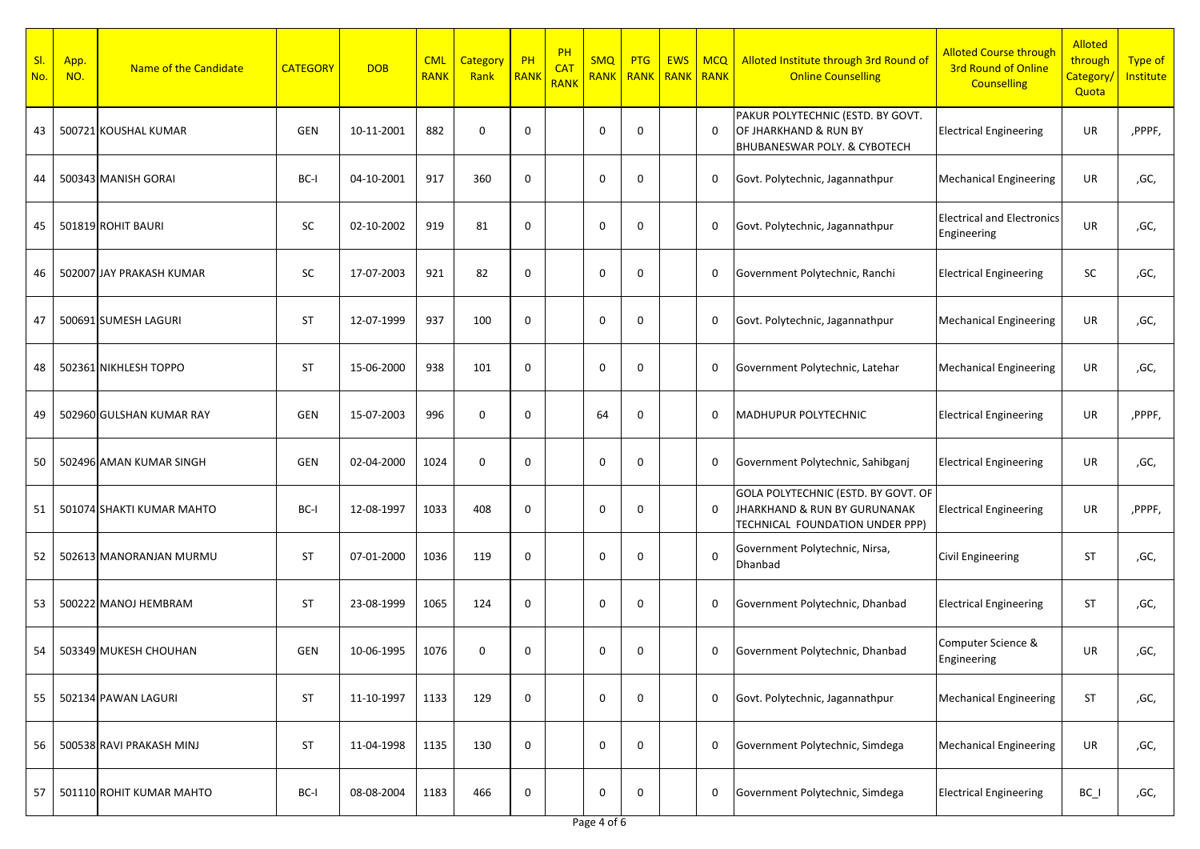| Sl. No. | App. NO. | Name of the Candidate | CATEGORY | DOB | CML RANK | Category Rank | PH RANK | PH CAT RANK | SMQ RANK | PTG RANK | EWS RANK | MCQ RANK | Alloted Institute through 3rd Round of Online Counselling | Alloted Course through 3rd Round of Online Counselling | Alloted through Category/ Quota | Type of Institute |
|---|---|---|---|---|---|---|---|---|---|---|---|---|---|---|---|---|
| 43 | 500721 | KOUSHAL KUMAR | GEN | 10-11-2001 | 882 | 0 | 0 | | 0 | 0 | | 0 | PAKUR POLYTECHNIC (ESTD. BY GOVT. OF JHARKHAND & RUN BY BHUBANESWAR POLY. & CYBOTECH | Electrical Engineering | UR | ,PPPF, |
| 44 | 500343 | MANISH GORAI | BC-I | 04-10-2001 | 917 | 360 | 0 | | 0 | 0 | | 0 | Govt. Polytechnic, Jagannathpur | Mechanical Engineering | UR | ,GC, |
| 45 | 501819 | ROHIT BAURI | SC | 02-10-2002 | 919 | 81 | 0 | | 0 | 0 | | 0 | Govt. Polytechnic, Jagannathpur | Electrical and Electronics Engineering | UR | ,GC, |
| 46 | 502007 | JAY PRAKASH KUMAR | SC | 17-07-2003 | 921 | 82 | 0 | | 0 | 0 | | 0 | Government Polytechnic, Ranchi | Electrical Engineering | SC | ,GC, |
| 47 | 500691 | SUMESH LAGURI | ST | 12-07-1999 | 937 | 100 | 0 | | 0 | 0 | | 0 | Govt. Polytechnic, Jagannathpur | Mechanical Engineering | UR | ,GC, |
| 48 | 502361 | NIKHLESH TOPPO | ST | 15-06-2000 | 938 | 101 | 0 | | 0 | 0 | | 0 | Government Polytechnic, Latehar | Mechanical Engineering | UR | ,GC, |
| 49 | 502960 | GULSHAN KUMAR RAY | GEN | 15-07-2003 | 996 | 0 | 0 | | 64 | 0 | | 0 | MADHUPUR POLYTECHNIC | Electrical Engineering | UR | ,PPPF, |
| 50 | 502496 | AMAN KUMAR SINGH | GEN | 02-04-2000 | 1024 | 0 | 0 | | 0 | 0 | | 0 | Government Polytechnic, Sahibganj | Electrical Engineering | UR | ,GC, |
| 51 | 501074 | SHAKTI KUMAR MAHTO | BC-I | 12-08-1997 | 1033 | 408 | 0 | | 0 | 0 | | 0 | GOLA POLYTECHNIC (ESTD. BY GOVT. OF JHARKHAND & RUN BY GURUNANAK TECHNICAL FOUNDATION UNDER PPP) | Electrical Engineering | UR | ,PPPF, |
| 52 | 502613 | MANORANJAN MURMU | ST | 07-01-2000 | 1036 | 119 | 0 | | 0 | 0 | | 0 | Government Polytechnic, Nirsa, Dhanbad | Civil Engineering | ST | ,GC, |
| 53 | 500222 | MANOJ HEMBRAM | ST | 23-08-1999 | 1065 | 124 | 0 | | 0 | 0 | | 0 | Government Polytechnic, Dhanbad | Electrical Engineering | ST | ,GC, |
| 54 | 503349 | MUKESH CHOUHAN | GEN | 10-06-1995 | 1076 | 0 | 0 | | 0 | 0 | | 0 | Government Polytechnic, Dhanbad | Computer Science & Engineering | UR | ,GC, |
| 55 | 502134 | PAWAN LAGURI | ST | 11-10-1997 | 1133 | 129 | 0 | | 0 | 0 | | 0 | Govt. Polytechnic, Jagannathpur | Mechanical Engineering | ST | ,GC, |
| 56 | 500538 | RAVI PRAKASH MINJ | ST | 11-04-1998 | 1135 | 130 | 0 | | 0 | 0 | | 0 | Government Polytechnic, Simdega | Mechanical Engineering | UR | ,GC, |
| 57 | 501110 | ROHIT KUMAR MAHTO | BC-I | 08-08-2004 | 1183 | 466 | 0 | | 0 | 0 | | 0 | Government Polytechnic, Simdega | Electrical Engineering | BC_I | ,GC, |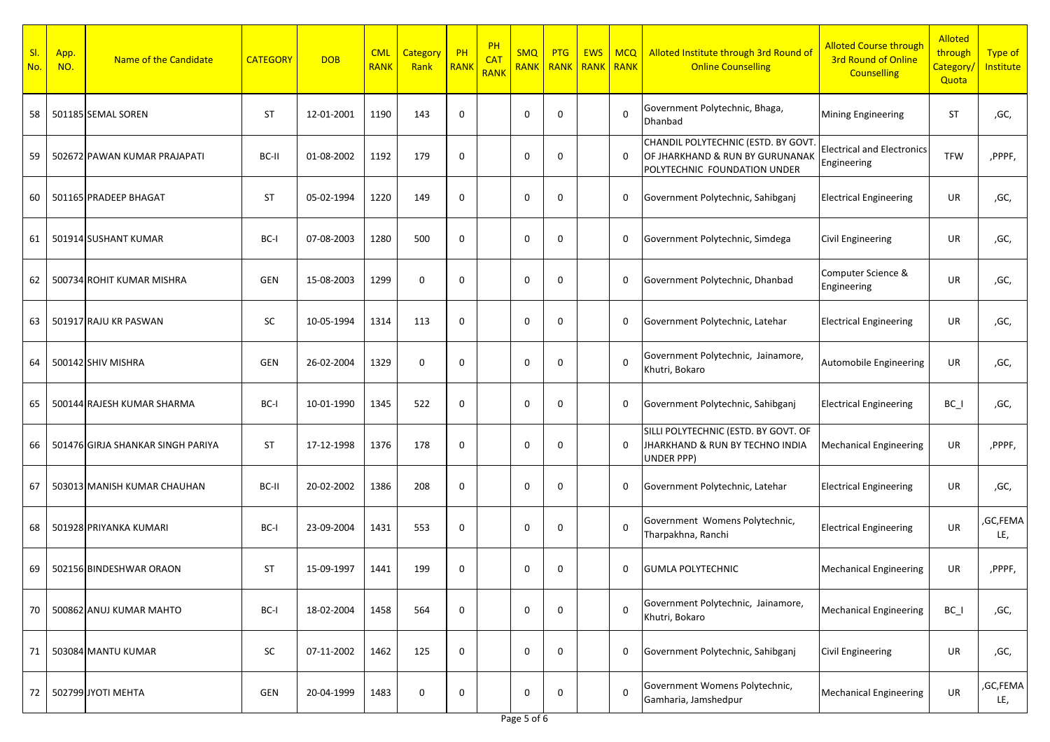| Sl. No. | App. NO. | Name of the Candidate | CATEGORY | DOB | CML RANK | Category Rank | PH RANK | PH CAT RANK | SMQ RANK | PTG RANK | EWS RANK | MCQ RANK | Alloted Institute through 3rd Round of Online Counselling | Alloted Course through 3rd Round of Online Counselling | Alloted through Category/ Quota | Type of Institute |
|---|---|---|---|---|---|---|---|---|---|---|---|---|---|---|---|---|
| 58 | 501185 | SEMAL SOREN | ST | 12-01-2001 | 1190 | 143 | 0 | | 0 | 0 | | 0 | Government Polytechnic, Bhaga, Dhanbad | Mining Engineering | ST | ,GC, |
| 59 | 502672 | PAWAN KUMAR PRAJAPATI | BC-II | 01-08-2002 | 1192 | 179 | 0 | | 0 | 0 | | 0 | CHANDIL POLYTECHNIC (ESTD. BY GOVT. OF JHARKHAND & RUN BY GURUNANAK POLYTECHNIC FOUNDATION UNDER | Electrical and Electronics Engineering | TFW | ,PPPF, |
| 60 | 501165 | PRADEEP BHAGAT | ST | 05-02-1994 | 1220 | 149 | 0 | | 0 | 0 | | 0 | Government Polytechnic, Sahibganj | Electrical Engineering | UR | ,GC, |
| 61 | 501914 | SUSHANT KUMAR | BC-I | 07-08-2003 | 1280 | 500 | 0 | | 0 | 0 | | 0 | Government Polytechnic, Simdega | Civil Engineering | UR | ,GC, |
| 62 | 500734 | ROHIT KUMAR MISHRA | GEN | 15-08-2003 | 1299 | 0 | 0 | | 0 | 0 | | 0 | Government Polytechnic, Dhanbad | Computer Science & Engineering | UR | ,GC, |
| 63 | 501917 | RAJU KR PASWAN | SC | 10-05-1994 | 1314 | 113 | 0 | | 0 | 0 | | 0 | Government Polytechnic, Latehar | Electrical Engineering | UR | ,GC, |
| 64 | 500142 | SHIV MISHRA | GEN | 26-02-2004 | 1329 | 0 | 0 | | 0 | 0 | | 0 | Government Polytechnic, Jainamore, Khutri, Bokaro | Automobile Engineering | UR | ,GC, |
| 65 | 500144 | RAJESH KUMAR SHARMA | BC-I | 10-01-1990 | 1345 | 522 | 0 | | 0 | 0 | | 0 | Government Polytechnic, Sahibganj | Electrical Engineering | BC_I | ,GC, |
| 66 | 501476 | GIRJA SHANKAR SINGH PARIYA | ST | 17-12-1998 | 1376 | 178 | 0 | | 0 | 0 | | 0 | SILLI POLYTECHNIC (ESTD. BY GOVT. OF JHARKHAND & RUN BY TECHNO INDIA UNDER PPP) | Mechanical Engineering | UR | ,PPPF, |
| 67 | 503013 | MANISH KUMAR CHAUHAN | BC-II | 20-02-2002 | 1386 | 208 | 0 | | 0 | 0 | | 0 | Government Polytechnic, Latehar | Electrical Engineering | UR | ,GC, |
| 68 | 501928 | PRIYANKA KUMARI | BC-I | 23-09-2004 | 1431 | 553 | 0 | | 0 | 0 | | 0 | Government Womens Polytechnic, Tharpakhna, Ranchi | Electrical Engineering | UR | ,GC,FEMALE, |
| 69 | 502156 | BINDESHWAR ORAON | ST | 15-09-1997 | 1441 | 199 | 0 | | 0 | 0 | | 0 | GUMLA POLYTECHNIC | Mechanical Engineering | UR | ,PPPF, |
| 70 | 500862 | ANUJ KUMAR MAHTO | BC-I | 18-02-2004 | 1458 | 564 | 0 | | 0 | 0 | | 0 | Government Polytechnic, Jainamore, Khutri, Bokaro | Mechanical Engineering | BC_I | ,GC, |
| 71 | 503084 | MANTU KUMAR | SC | 07-11-2002 | 1462 | 125 | 0 | | 0 | 0 | | 0 | Government Polytechnic, Sahibganj | Civil Engineering | UR | ,GC, |
| 72 | 502799 | JYOTI MEHTA | GEN | 20-04-1999 | 1483 | 0 | 0 | | 0 | 0 | | 0 | Government Womens Polytechnic, Gamharia, Jamshedpur | Mechanical Engineering | UR | ,GC,FEMALE, |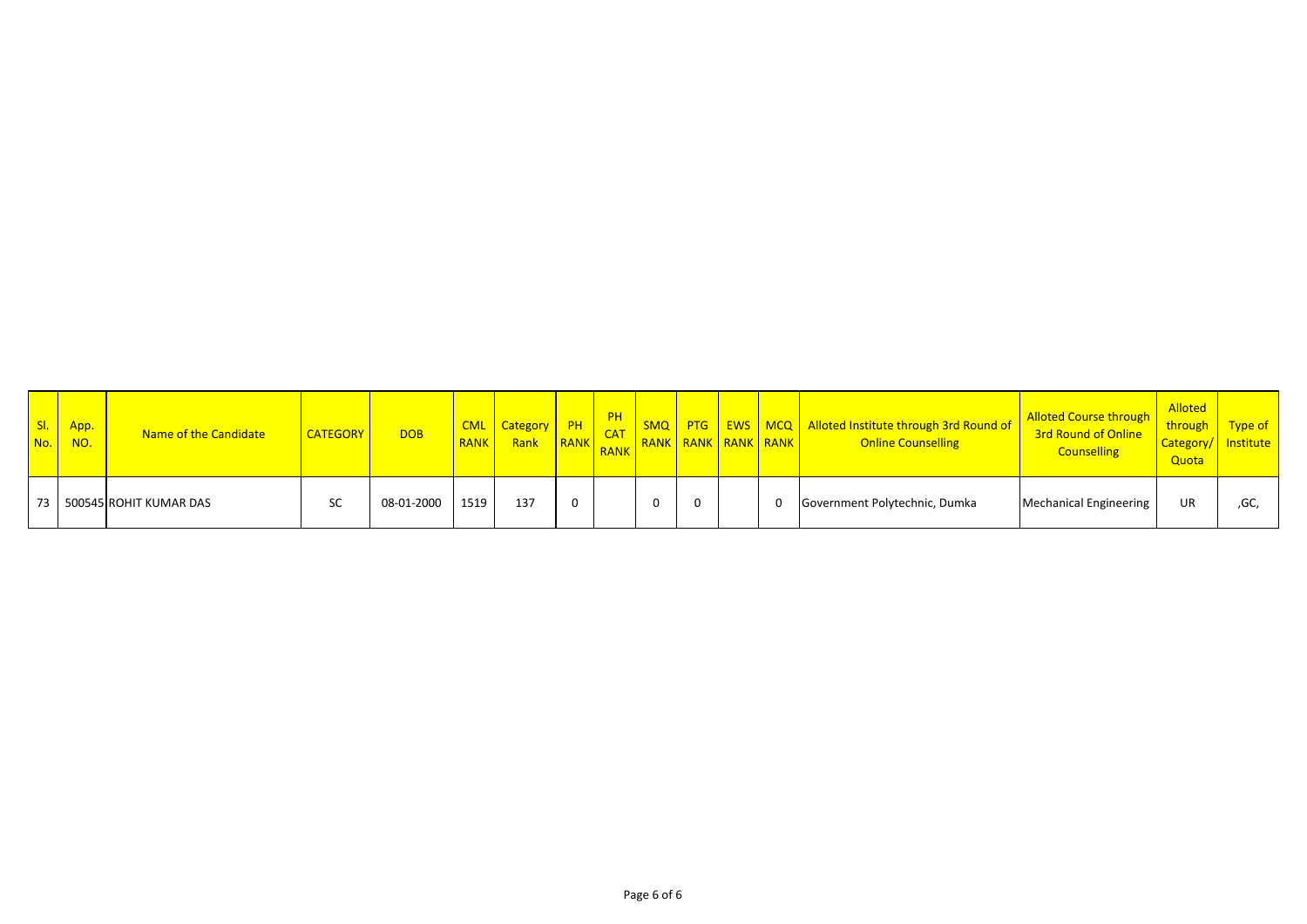| Sl. No. | App. NO. | Name of the Candidate | CATEGORY | DOB | CML RANK | Category Rank | PH RANK | PH CAT RANK | SMQ RANK | PTG RANK | EWS RANK | MCQ RANK | Alloted Institute through 3rd Round of Online Counselling | Alloted Course through 3rd Round of Online Counselling | Alloted through Category/ Quota | Type of Institute |
|---|---|---|---|---|---|---|---|---|---|---|---|---|---|---|---|---|
| 73 | 500545 | ROHIT KUMAR DAS | SC | 08-01-2000 | 1519 | 137 | 0 | | 0 | 0 | | 0 | Government Polytechnic, Dumka | Mechanical Engineering | UR | ,GC, |